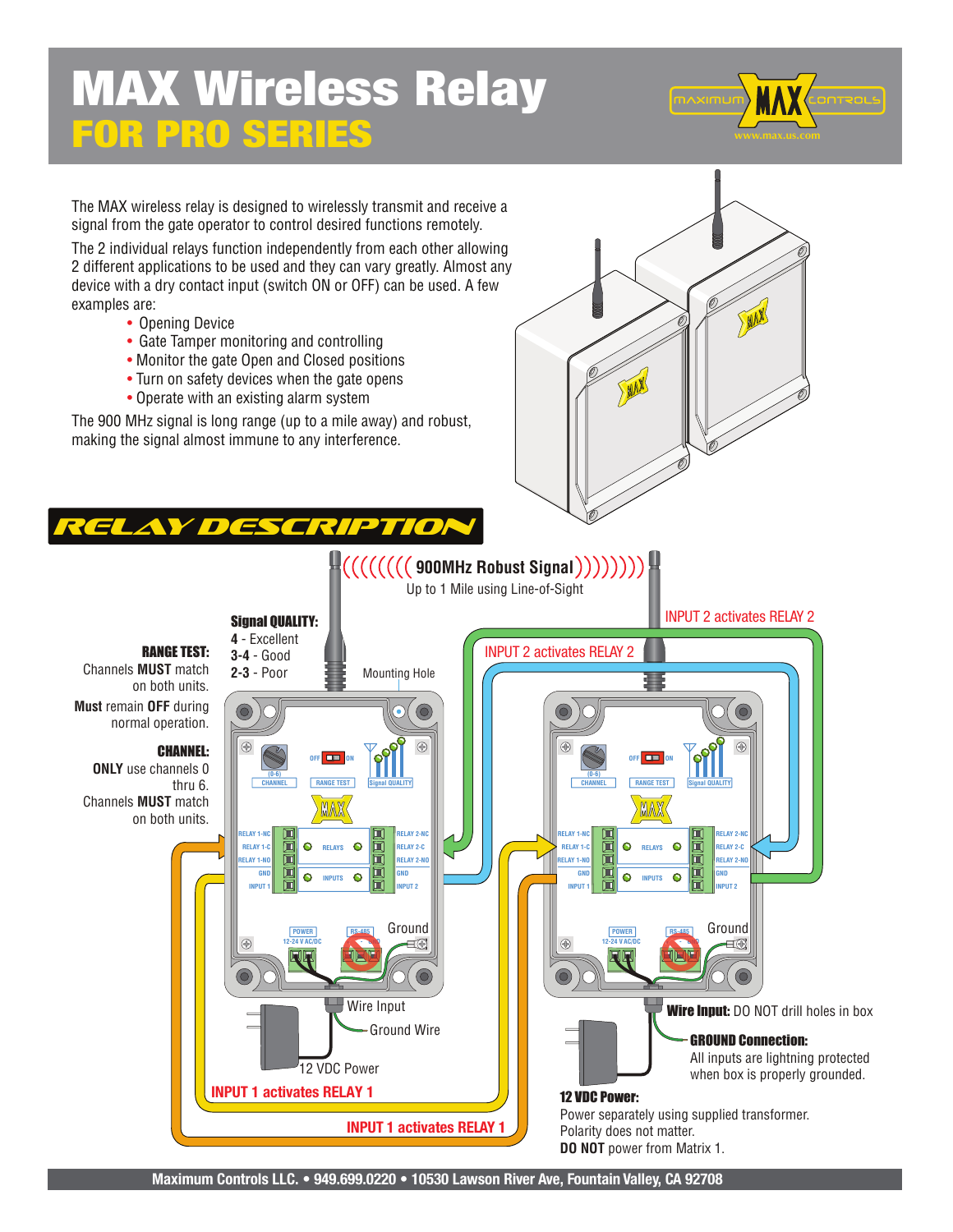# MAX Wireless Relay

## FOR PRO SERIES

The MAX wireless relay is designed to wirelessly transmit and receive a signal from the gate operator to control desired functions remotely.

The 2 individual relays function independently from each other allowing 2 different applications to be used and they can vary greatly. Almost any device with a dry contact input (switch ON or OFF) can be used. A few examples are:

- Opening Device
- Gate Tamper monitoring and controlling
- Monitor the gate Open and Closed positions
- Turn on safety devices when the gate opens
- Operate with an existing alarm system

The 900 MHz signal is long range (up to a mile away) and robust, making the signal almost immune to any interference.

## RELAY DESCRIPTION

((((((((( **900MHz Robust Signal** )))))))))

Up to 1 Mile using Line-of-Sight

**Signal QUALITY:**
**4** - Excellent
**3-4** - Good
**2-3** - Poor

**RANGE TEST:**
Channels **MUST** match on both units.
**Must** remain **OFF** during normal operation.

**CHANNEL:**
**ONLY** use channels 0 thru 6.
Channels **MUST** match on both units.

Mounting Hole

INPUT 2 activates RELAY 2

INPUT 2 activates RELAY 2

CHANNEL (0-6) · OFF / ON · RANGE TEST · Signal QUALITY

RELAY 1-NC · RELAY 1-C · RELAY 1-NO · GND · INPUT 1 · RELAYS · INPUTS · RELAY 2-NC · RELAY 2-C · RELAY 2-NO · GND · INPUT 2

POWER 12-24 V AC/DC · RS-485 · Ground

Wire Input

Ground Wire

12 VDC Power

INPUT 1 activates RELAY 1

INPUT 1 activates RELAY 1

**Wire Input:** DO NOT drill holes in box

**GROUND Connection:**
All inputs are lightning protected when box is properly grounded.

**12 VDC Power:**
Power separately using supplied transformer.
Polarity does not matter.
**DO NOT** power from Matrix 1.

Maximum Controls LLC. • 949.699.0220 • 10530 Lawson River Ave, Fountain Valley, CA 92708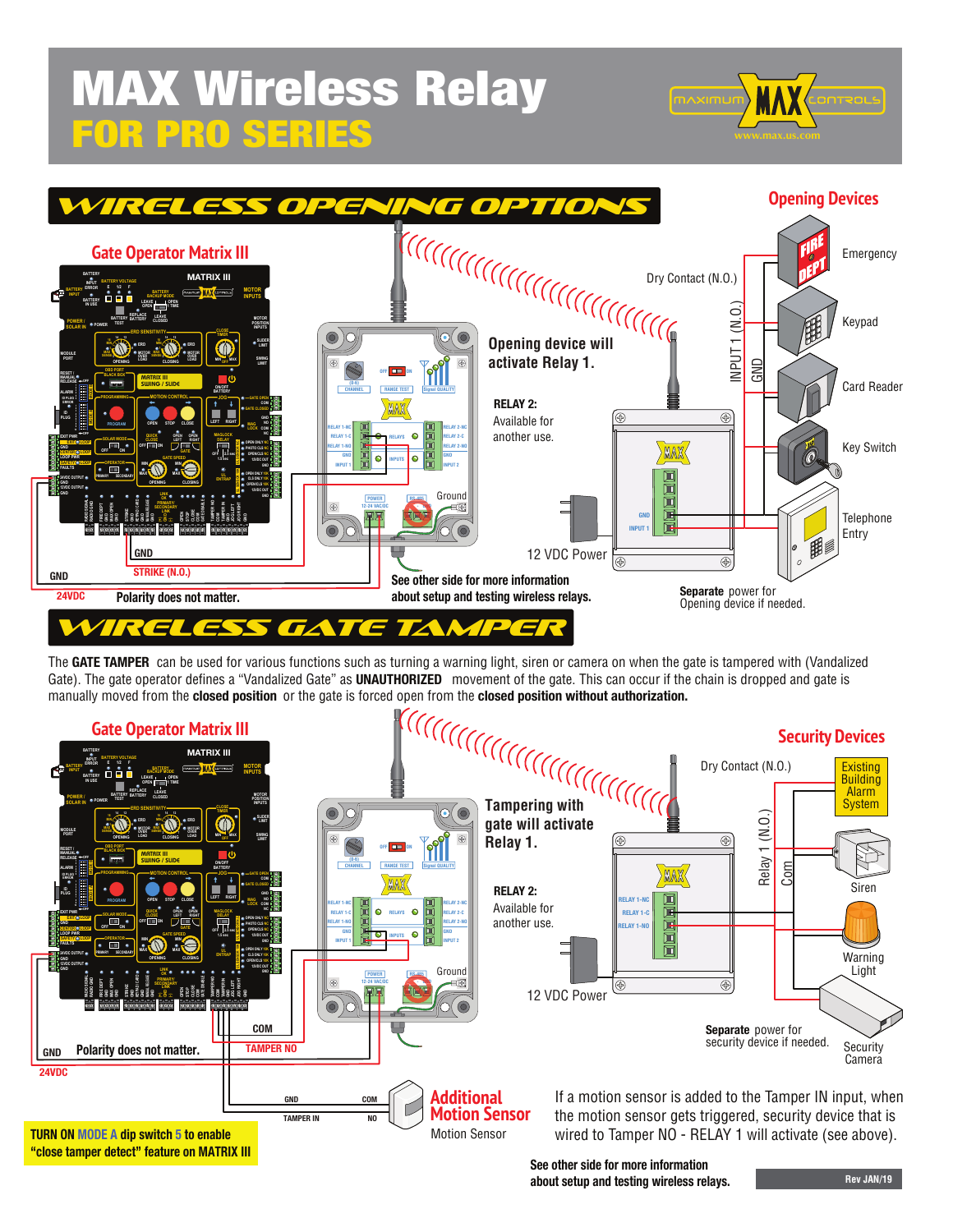# MAX Wireless Relay
## FOR PRO SERIES

MAXIMUM MAX CONTROLS
www.max.us.com

## WIRELESS OPENING OPTIONS

**Gate Operator Matrix III**

**Opening Devices**

Emergency

Keypad

Card Reader

Key Switch

Telephone Entry

Dry Contact (N.O.)

INPUT 1 (N.O.)

GND

Opening device will activate Relay 1.

**RELAY 2:**
Available for another use.

Ground

12 VDC Power

GND

STRIKE (N.O.)

GND

24VDC

Polarity does not matter.

**See other side for more information about setup and testing wireless relays.**

**Separate** power for Opening device if needed.

## WIRELESS GATE TAMPER

The **GATE TAMPER** can be used for various functions such as turning a warning light, siren or camera on when the gate is tampered with (Vandalized Gate). The gate operator defines a "Vandalized Gate" as **UNAUTHORIZED** movement of the gate. This can occur if the chain is dropped and gate is manually moved from the **closed position** or the gate is forced open from the **closed position without authorization.**

**Gate Operator Matrix III**

**Security Devices**

Dry Contact (N.O.)

Relay 1 (N.O.)

Com

Existing Building Alarm System

Siren

Warning Light

Security Camera

Tampering with gate will activate Relay 1.

**RELAY 2:**
Available for another use.

Ground

12 VDC Power

COM

TAMPER NO

GND

Polarity does not matter.

24VDC

**Separate** power for security device if needed.

GND COM

TAMPER IN NO

**Additional Motion Sensor**

Motion Sensor

If a motion sensor is added to the Tamper IN input, when the motion sensor gets triggered, security device that is wired to Tamper NO - RELAY 1 will activate (see above).

**TURN ON MODE A dip switch 5 to enable "close tamper detect" feature on MATRIX III**

**See other side for more information about setup and testing wireless relays.**

Rev JAN/19